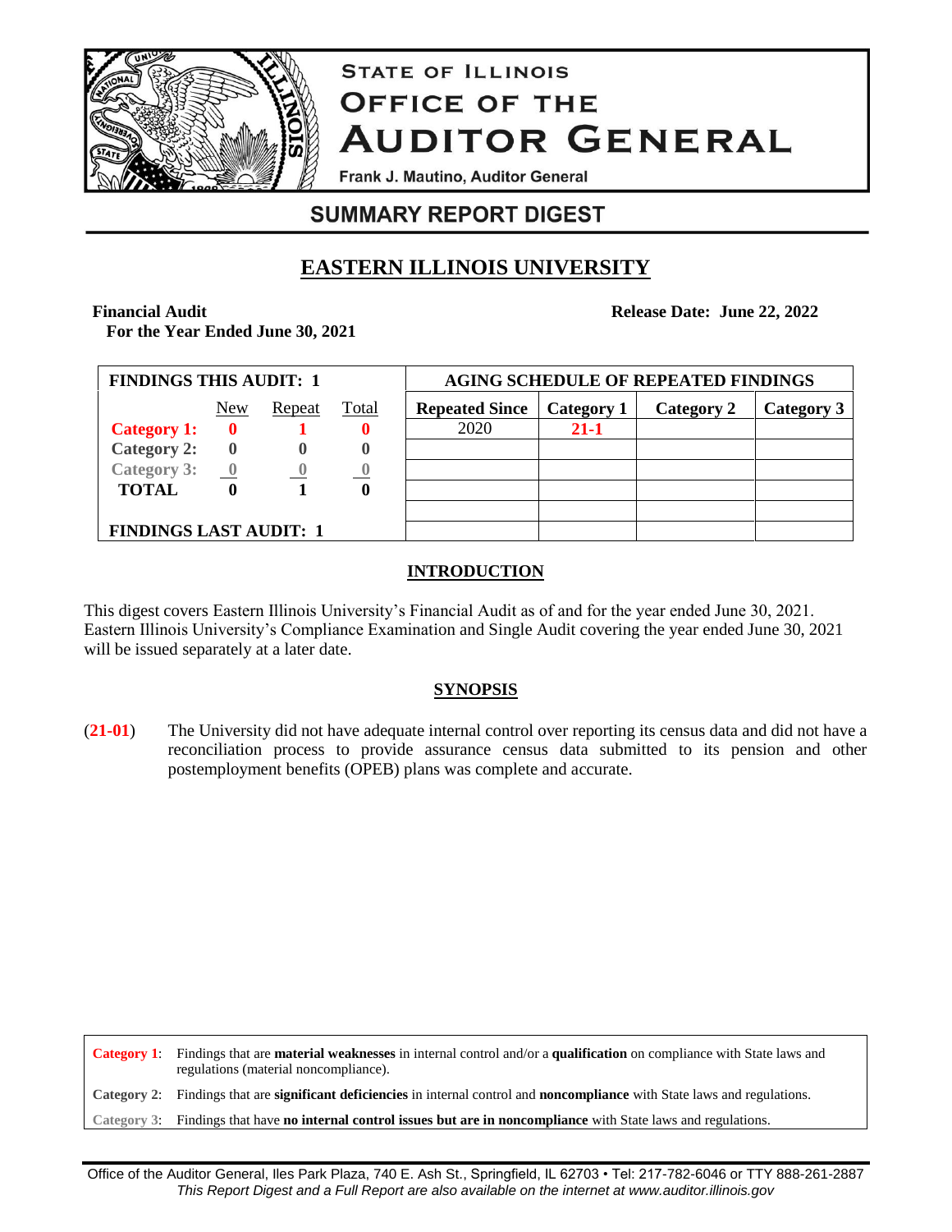# STATE OF ILLINOIS OFFICE OF THE AUDITOR GENERAL

Frank J. Mautino, Auditor General

## SUMMARY REPORT DIGEST

## EASTERN ILLINOIS UNIVERSITY

**Financial Audit**
**For the Year Ended June 30, 2021**

**Release Date: June 22, 2022**

| FINDINGS THIS AUDIT: 1 | | | |
|---|---|---|---|
| | New | Repeat | Total |
| **Category 1:** | **0** | **1** | **0** |
| **Category 2:** | **0** | **0** | **0** |
| **Category 3:** | **0** | **0** | **0** |
| **TOTAL** | **0** | **1** | **0** |
| **FINDINGS LAST AUDIT: 1** | | | |

| AGING SCHEDULE OF REPEATED FINDINGS | | | |
|---|---|---|---|
| **Repeated Since** | **Category 1** | **Category 2** | **Category 3** |
| 2020 | **21-1** | | |

### INTRODUCTION

This digest covers Eastern Illinois University's Financial Audit as of and for the year ended June 30, 2021. Eastern Illinois University's Compliance Examination and Single Audit covering the year ended June 30, 2021 will be issued separately at a later date.

### SYNOPSIS

(**21-01**) The University did not have adequate internal control over reporting its census data and did not have a reconciliation process to provide assurance census data submitted to its pension and other postemployment benefits (OPEB) plans was complete and accurate.

| | |
|---|---|
| **Category 1**: | Findings that are **material weaknesses** in internal control and/or a **qualification** on compliance with State laws and regulations (material noncompliance). |
| **Category 2**: | Findings that are **significant deficiencies** in internal control and **noncompliance** with State laws and regulations. |
| **Category 3**: | Findings that have **no internal control issues but are in noncompliance** with State laws and regulations. |

Office of the Auditor General, Iles Park Plaza, 740 E. Ash St., Springfield, IL 62703 • Tel: 217-782-6046 or TTY 888-261-2887
*This Report Digest and a Full Report are also available on the internet at www.auditor.illinois.gov*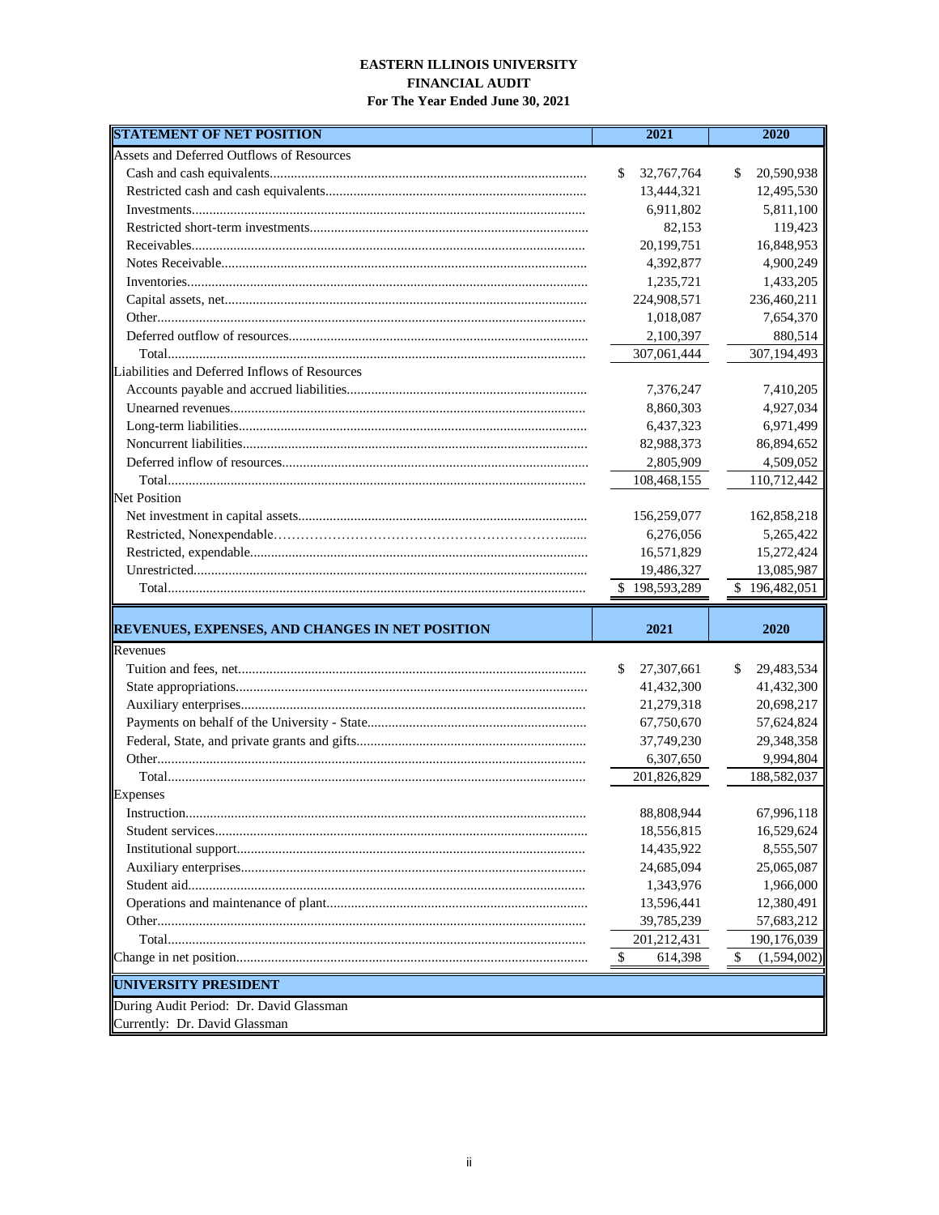**EASTERN ILLINOIS UNIVERSITY**
**FINANCIAL AUDIT**
**For The Year Ended June 30, 2021**

| STATEMENT OF NET POSITION | 2021 | 2020 |
|---|---|---|
| Assets and Deferred Outflows of Resources | | |
| Cash and cash equivalents | $ 32,767,764 | $ 20,590,938 |
| Restricted cash and cash equivalents | 13,444,321 | 12,495,530 |
| Investments | 6,911,802 | 5,811,100 |
| Restricted short-term investments | 82,153 | 119,423 |
| Receivables | 20,199,751 | 16,848,953 |
| Notes Receivable | 4,392,877 | 4,900,249 |
| Inventories | 1,235,721 | 1,433,205 |
| Capital assets, net | 224,908,571 | 236,460,211 |
| Other | 1,018,087 | 7,654,370 |
| Deferred outflow of resources | 2,100,397 | 880,514 |
| Total | 307,061,444 | 307,194,493 |
| Liabilities and Deferred Inflows of Resources | | |
| Accounts payable and accrued liabilities | 7,376,247 | 7,410,205 |
| Unearned revenues | 8,860,303 | 4,927,034 |
| Long-term liabilities | 6,437,323 | 6,971,499 |
| Noncurrent liabilities | 82,988,373 | 86,894,652 |
| Deferred inflow of resources | 2,805,909 | 4,509,052 |
| Total | 108,468,155 | 110,712,442 |
| Net Position | | |
| Net investment in capital assets | 156,259,077 | 162,858,218 |
| Restricted, Nonexpendable | 6,276,056 | 5,265,422 |
| Restricted, expendable | 16,571,829 | 15,272,424 |
| Unrestricted | 19,486,327 | 13,085,987 |
| Total | $ 198,593,289 | $ 196,482,051 |

| REVENUES, EXPENSES, AND CHANGES IN NET POSITION | 2021 | 2020 |
|---|---|---|
| Revenues | | |
| Tuition and fees, net | $ 27,307,661 | $ 29,483,534 |
| State appropriations | 41,432,300 | 41,432,300 |
| Auxiliary enterprises | 21,279,318 | 20,698,217 |
| Payments on behalf of the University - State | 67,750,670 | 57,624,824 |
| Federal, State, and private grants and gifts | 37,749,230 | 29,348,358 |
| Other | 6,307,650 | 9,994,804 |
| Total | 201,826,829 | 188,582,037 |
| Expenses | | |
| Instruction | 88,808,944 | 67,996,118 |
| Student services | 18,556,815 | 16,529,624 |
| Institutional support | 14,435,922 | 8,555,507 |
| Auxiliary enterprises | 24,685,094 | 25,065,087 |
| Student aid | 1,343,976 | 1,966,000 |
| Operations and maintenance of plant | 13,596,441 | 12,380,491 |
| Other | 39,785,239 | 57,683,212 |
| Total | 201,212,431 | 190,176,039 |
| Change in net position | $ 614,398 | $ (1,594,002) |

| UNIVERSITY PRESIDENT |
|---|
| During Audit Period: Dr. David Glassman |
| Currently: Dr. David Glassman |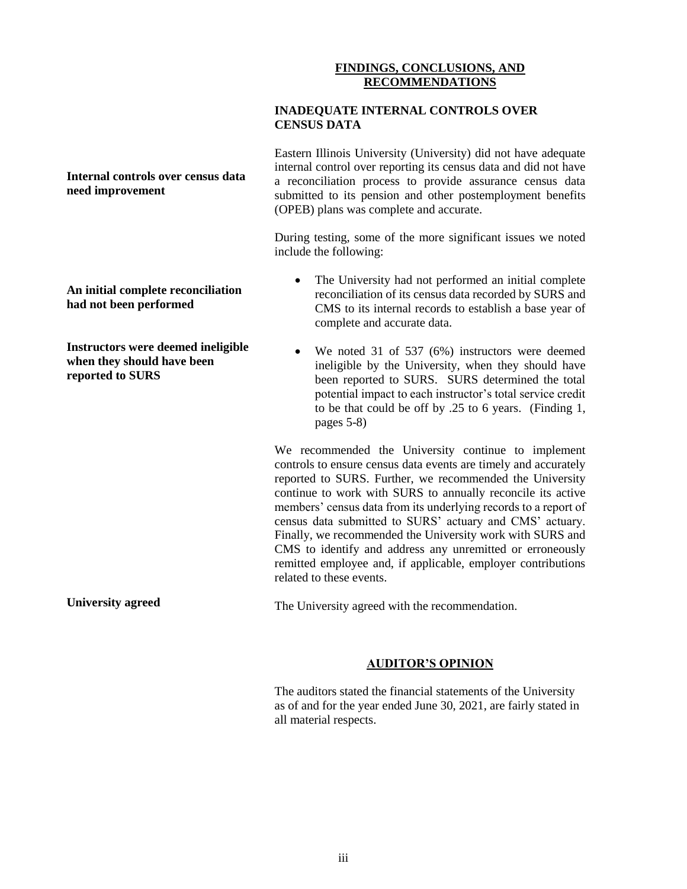## FINDINGS, CONCLUSIONS, AND RECOMMENDATIONS

### INADEQUATE INTERNAL CONTROLS OVER CENSUS DATA

**Internal controls over census data need improvement**

Eastern Illinois University (University) did not have adequate internal control over reporting its census data and did not have a reconciliation process to provide assurance census data submitted to its pension and other postemployment benefits (OPEB) plans was complete and accurate.

During testing, some of the more significant issues we noted include the following:

**An initial complete reconciliation had not been performed**

- The University had not performed an initial complete reconciliation of its census data recorded by SURS and CMS to its internal records to establish a base year of complete and accurate data.

**Instructors were deemed ineligible when they should have been reported to SURS**

- We noted 31 of 537 (6%) instructors were deemed ineligible by the University, when they should have been reported to SURS. SURS determined the total potential impact to each instructor's total service credit to be that could be off by .25 to 6 years. (Finding 1, pages 5-8)

We recommended the University continue to implement controls to ensure census data events are timely and accurately reported to SURS. Further, we recommended the University continue to work with SURS to annually reconcile its active members' census data from its underlying records to a report of census data submitted to SURS' actuary and CMS' actuary. Finally, we recommended the University work with SURS and CMS to identify and address any unremitted or erroneously remitted employee and, if applicable, employer contributions related to these events.

**University agreed**

The University agreed with the recommendation.

## AUDITOR'S OPINION

The auditors stated the financial statements of the University as of and for the year ended June 30, 2021, are fairly stated in all material respects.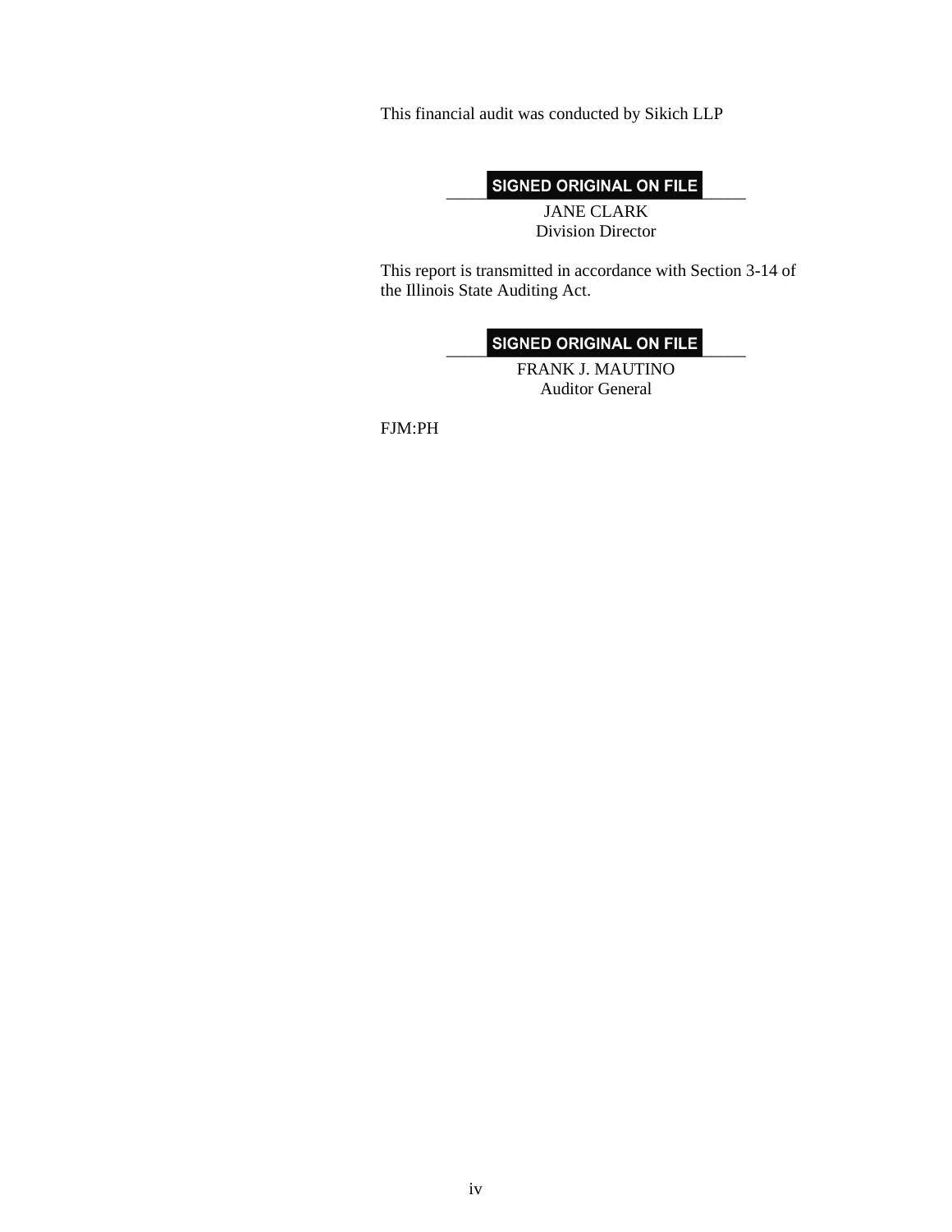This financial audit was conducted by Sikich LLP

SIGNED ORIGINAL ON FILE

JANE CLARK
Division Director

This report is transmitted in accordance with Section 3-14 of the Illinois State Auditing Act.

SIGNED ORIGINAL ON FILE

FRANK J. MAUTINO
Auditor General

FJM:PH